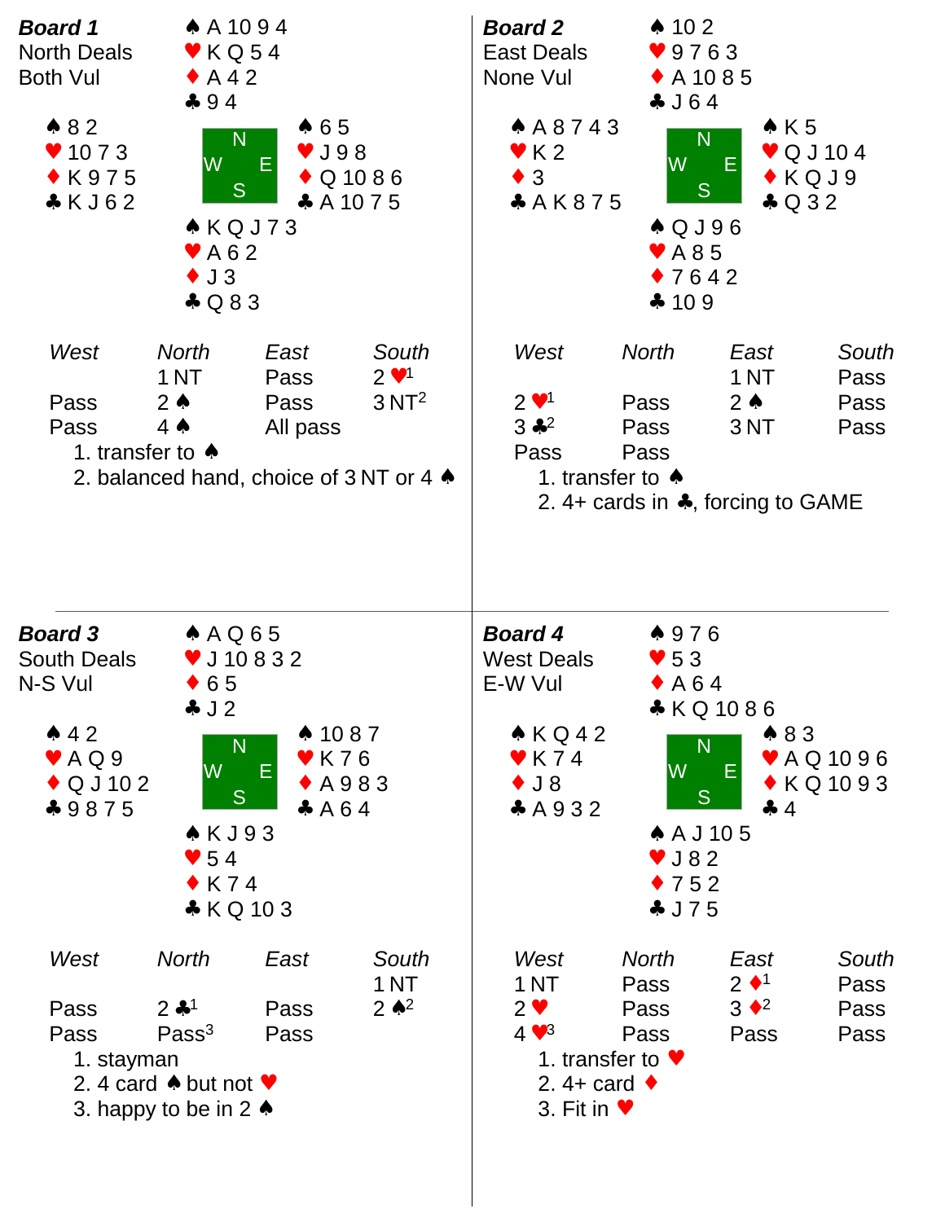## Board 1

North Deals
Both Vul

**North**
♠ A 10 9 4
♥ K Q 5 4
♦ A 4 2
♣ 9 4

**West**
♠ 8 2
♥ 10 7 3
♦ K 9 7 5
♣ K J 6 2

**East**
♠ 6 5
♥ J 9 8
♦ Q 10 8 6
♣ A 10 7 5

**South**
♠ K Q J 7 3
♥ A 6 2
♦ J 3
♣ Q 8 3

| *West* | *North* | *East* | *South* |
|---|---|---|---|
| | 1 NT | Pass | 2 ♥[1] |
| Pass | 2 ♠ | Pass | 3 NT[2] |
| Pass | 4 ♠ | All pass | |

1. transfer to ♠
2. balanced hand, choice of 3 NT or 4 ♠

## Board 2

East Deals
None Vul

**North**
♠ 10 2
♥ 9 7 6 3
♦ A 10 8 5
♣ J 6 4

**West**
♠ A 8 7 4 3
♥ K 2
♦ 3
♣ A K 8 7 5

**East**
♠ K 5
♥ Q J 10 4
♦ K Q J 9
♣ Q 3 2

**South**
♠ Q J 9 6
♥ A 8 5
♦ 7 6 4 2
♣ 10 9

| *West* | *North* | *East* | *South* |
|---|---|---|---|
| | | 1 NT | Pass |
| 2 ♥[1] | Pass | 2 ♠ | Pass |
| 3 ♣[2] | Pass | 3 NT | Pass |
| Pass | Pass | | |

1. transfer to ♠
2. 4+ cards in ♣, forcing to GAME

## Board 3

South Deals
N-S Vul

**North**
♠ A Q 6 5
♥ J 10 8 3 2
♦ 6 5
♣ J 2

**West**
♠ 4 2
♥ A Q 9
♦ Q J 10 2
♣ 9 8 7 5

**East**
♠ 10 8 7
♥ K 7 6
♦ A 9 8 3
♣ A 6 4

**South**
♠ K J 9 3
♥ 5 4
♦ K 7 4
♣ K Q 10 3

| *West* | *North* | *East* | *South* |
|---|---|---|---|
| | | | 1 NT |
| Pass | 2 ♣[1] | Pass | 2 ♠[2] |
| Pass | Pass[3] | Pass | |

1. stayman
2. 4 card ♠ but not ♥
3. happy to be in 2 ♠

## Board 4

West Deals
E-W Vul

**North**
♠ 9 7 6
♥ 5 3
♦ A 6 4
♣ K Q 10 8 6

**West**
♠ K Q 4 2
♥ K 7 4
♦ J 8
♣ A 9 3 2

**East**
♠ 8 3
♥ A Q 10 9 6
♦ K Q 10 9 3
♣ 4

**South**
♠ A J 10 5
♥ J 8 2
♦ 7 5 2
♣ J 7 5

| *West* | *North* | *East* | *South* |
|---|---|---|---|
| 1 NT | Pass | 2 ♦[1] | Pass |
| 2 ♥ | Pass | 3 ♦[2] | Pass |
| 4 ♥[3] | Pass | Pass | Pass |

1. transfer to ♥
2. 4+ card ♦
3. Fit in ♥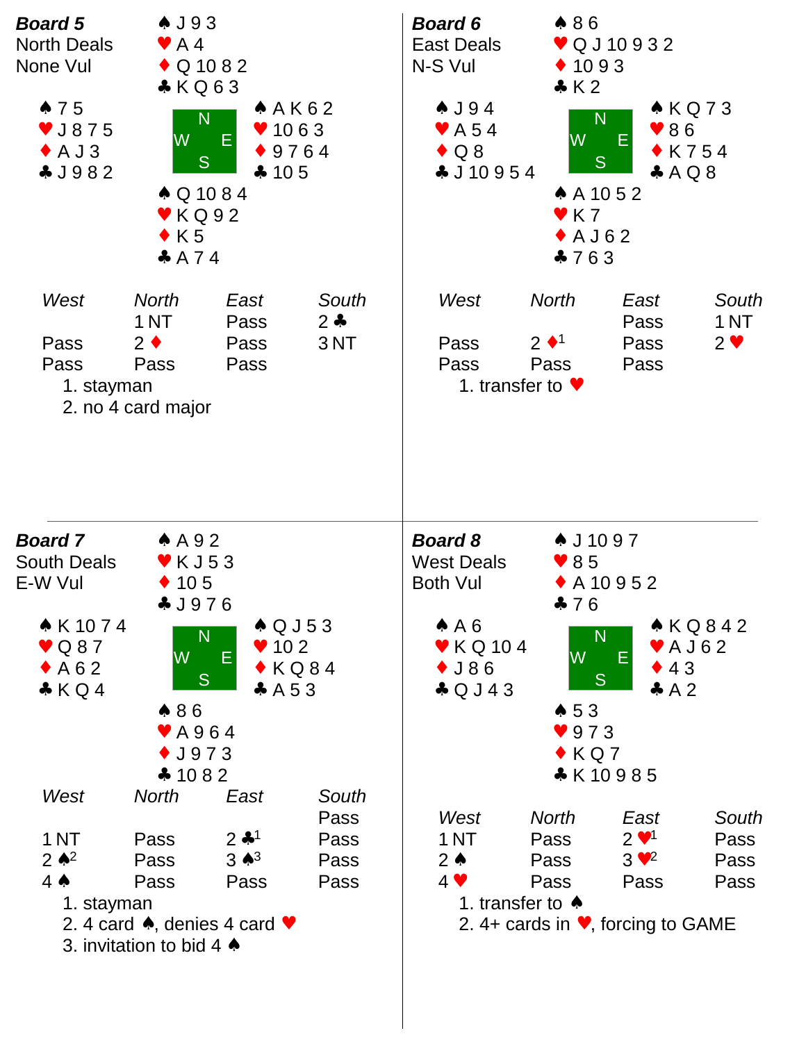## Board 5

North Deals
None Vul

**North**
♠ J 9 3
♥ A 4
♦ Q 10 8 2
♣ K Q 6 3

**West**
♠ 7 5
♥ J 8 7 5
♦ A J 3
♣ J 9 8 2

**East**
♠ A K 6 2
♥ 10 6 3
♦ 9 7 6 4
♣ 10 5

**South**
♠ Q 10 8 4
♥ K Q 9 2
♦ K 5
♣ A 7 4

| *West* | *North* | *East* | *South* |
| --- | --- | --- | --- |
| | 1 NT | Pass | 2 ♣ |
| Pass | 2 ♦ | Pass | 3 NT |
| Pass | Pass | Pass | |

1. stayman
2. no 4 card major

## Board 6

East Deals
N-S Vul

**North**
♠ 8 6
♥ Q J 10 9 3 2
♦ 10 9 3
♣ K 2

**West**
♠ J 9 4
♥ A 5 4
♦ Q 8
♣ J 10 9 5 4

**East**
♠ K Q 7 3
♥ 8 6
♦ K 7 5 4
♣ A Q 8

**South**
♠ A 10 5 2
♥ K 7
♦ A J 6 2
♣ 7 6 3

| *West* | *North* | *East* | *South* |
| --- | --- | --- | --- |
| | | Pass | 1 NT |
| Pass | 2 ♦[1] | Pass | 2 ♥ |
| Pass | Pass | Pass | |

1. transfer to ♥

## Board 7

South Deals
E-W Vul

**North**
♠ A 9 2
♥ K J 5 3
♦ 10 5
♣ J 9 7 6

**West**
♠ K 10 7 4
♥ Q 8 7
♦ A 6 2
♣ K Q 4

**East**
♠ Q J 5 3
♥ 10 2
♦ K Q 8 4
♣ A 5 3

**South**
♠ 8 6
♥ A 9 6 4
♦ J 9 7 3
♣ 10 8 2

| *West* | *North* | *East* | *South* |
| --- | --- | --- | --- |
| | | | Pass |
| 1 NT | Pass | 2 ♣[1] | Pass |
| 2 ♠[2] | Pass | 3 ♠[3] | Pass |
| 4 ♠ | Pass | Pass | Pass |

1. stayman
2. 4 card ♠, denies 4 card ♥
3. invitation to bid 4 ♠

## Board 8

West Deals
Both Vul

**North**
♠ J 10 9 7
♥ 8 5
♦ A 10 9 5 2
♣ 7 6

**West**
♠ A 6
♥ K Q 10 4
♦ J 8 6
♣ Q J 4 3

**East**
♠ K Q 8 4 2
♥ A J 6 2
♦ 4 3
♣ A 2

**South**
♠ 5 3
♥ 9 7 3
♦ K Q 7
♣ K 10 9 8 5

| *West* | *North* | *East* | *South* |
| --- | --- | --- | --- |
| 1 NT | Pass | 2 ♥[1] | Pass |
| 2 ♠ | Pass | 3 ♥[2] | Pass |
| 4 ♥ | Pass | Pass | Pass |

1. transfer to ♠
2. 4+ cards in ♥, forcing to GAME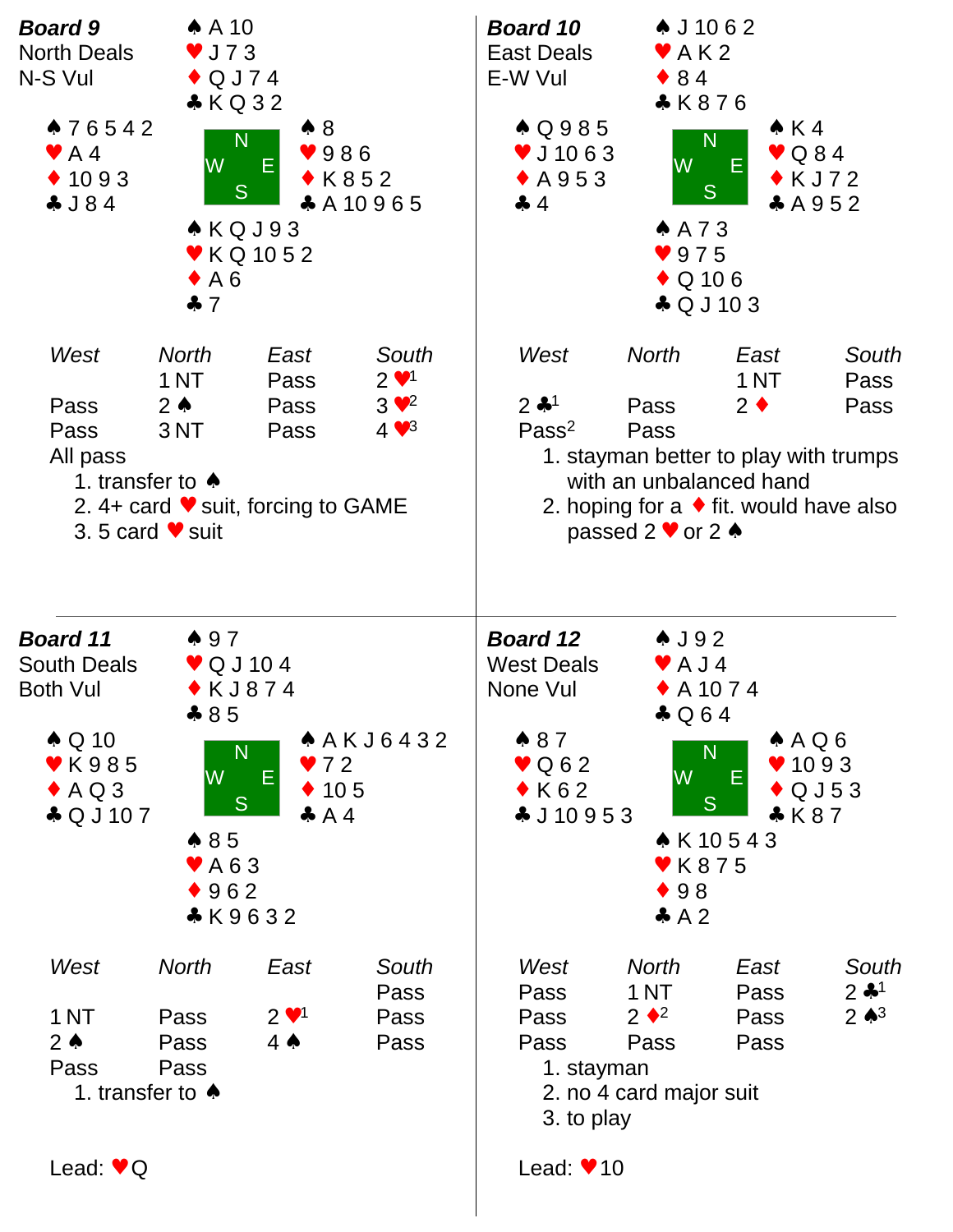## Board 9

North Deals
N-S Vul

**North**
♠ A 10
♥ J 7 3
♦ Q J 7 4
♣ K Q 3 2

**West**
♠ 7 6 5 4 2
♥ A 4
♦ 10 9 3
♣ J 8 4

**East**
♠ 8
♥ 9 8 6
♦ K 8 5 2
♣ A 10 9 6 5

**South**
♠ K Q J 9 3
♥ K Q 10 5 2
♦ A 6
♣ 7

| West | North | East | South |
|---|---|---|---|
| | 1 NT | Pass | 2 ♥[1] |
| Pass | 2 ♠ | Pass | 3 ♥[2] |
| Pass | 3 NT | Pass | 4 ♥[3] |
| All pass | | | |

1. transfer to ♠
2. 4+ card ♥ suit, forcing to GAME
3. 5 card ♥ suit

## Board 10

East Deals
E-W Vul

**North**
♠ J 10 6 2
♥ A K 2
♦ 8 4
♣ K 8 7 6

**West**
♠ Q 9 8 5
♥ J 10 6 3
♦ A 9 5 3
♣ 4

**East**
♠ K 4
♥ Q 8 4
♦ K J 7 2
♣ A 9 5 2

**South**
♠ A 7 3
♥ 9 7 5
♦ Q 10 6
♣ Q J 10 3

| West | North | East | South |
|---|---|---|---|
| | | 1 NT | Pass |
| 2 ♣[1] | Pass | 2 ♦ | Pass |
| Pass[2] | Pass | | |

1. stayman better to play with trumps with an unbalanced hand
2. hoping for a ♦ fit. would have also passed 2 ♥ or 2 ♠

## Board 11

South Deals
Both Vul

**North**
♠ 9 7
♥ Q J 10 4
♦ K J 8 7 4
♣ 8 5

**West**
♠ Q 10
♥ K 9 8 5
♦ A Q 3
♣ Q J 10 7

**East**
♠ A K J 6 4 3 2
♥ 7 2
♦ 10 5
♣ A 4

**South**
♠ 8 5
♥ A 6 3
♦ 9 6 2
♣ K 9 6 3 2

| West | North | East | South |
|---|---|---|---|
| | | | Pass |
| 1 NT | Pass | 2 ♥[1] | Pass |
| 2 ♠ | Pass | 4 ♠ | Pass |
| Pass | Pass | | |

1. transfer to ♠

Lead: ♥Q

## Board 12

West Deals
None Vul

**North**
♠ J 9 2
♥ A J 4
♦ A 10 7 4
♣ Q 6 4

**West**
♠ 8 7
♥ Q 6 2
♦ K 6 2
♣ J 10 9 5 3

**East**
♠ A Q 6
♥ 10 9 3
♦ Q J 5 3
♣ K 8 7

**South**
♠ K 10 5 4 3
♥ K 8 7 5
♦ 9 8
♣ A 2

| West | North | East | South |
|---|---|---|---|
| Pass | 1 NT | Pass | 2 ♣[1] |
| Pass | 2 ♦[2] | Pass | 2 ♠[3] |
| Pass | Pass | Pass | |

1. stayman
2. no 4 card major suit
3. to play

Lead: ♥10